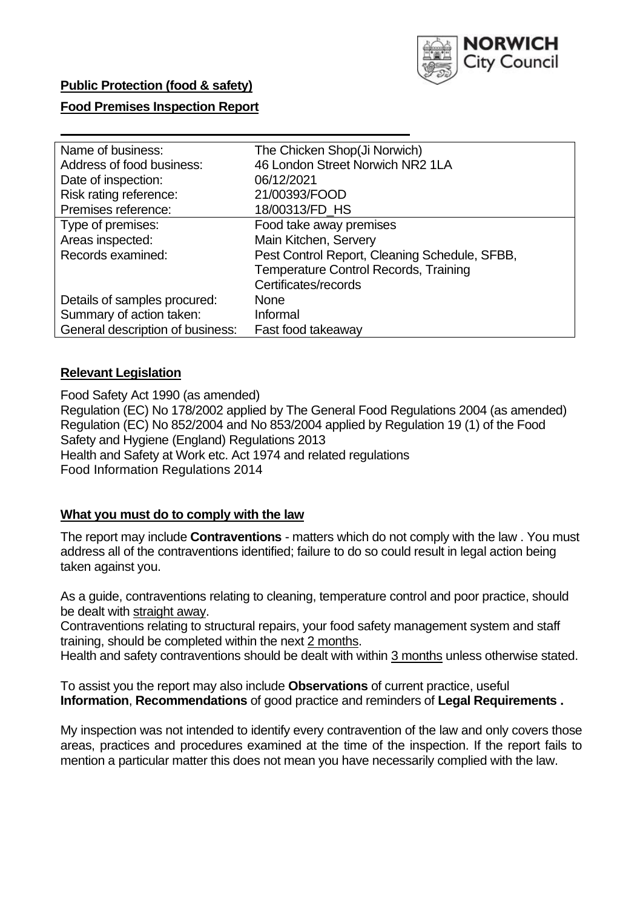**Public Protection (food & safety)**

**Food Premises Inspection Report**

| Name of business: | The Chicken Shop(Ji Norwich) |
|---|---|
| Address of food business: | 46 London Street Norwich NR2 1LA |
| Date of inspection: | 06/12/2021 |
| Risk rating reference: | 21/00393/FOOD |
| Premises reference: | 18/00313/FD_HS |
| Type of premises: | Food take away premises |
| Areas inspected: | Main Kitchen, Servery |
| Records examined: | Pest Control Report, Cleaning Schedule, SFBB, Temperature Control Records, Training Certificates/records |
| Details of samples procured: | None |
| Summary of action taken: | Informal |
| General description of business: | Fast food takeaway |

## Relevant Legislation

Food Safety Act 1990 (as amended)
Regulation (EC) No 178/2002 applied by The General Food Regulations 2004 (as amended)
Regulation (EC) No 852/2004 and No 853/2004 applied by Regulation 19 (1) of the Food Safety and Hygiene (England) Regulations 2013
Health and Safety at Work etc. Act 1974 and related regulations
Food Information Regulations 2014

## What you must do to comply with the law

The report may include **Contraventions** - matters which do not comply with the law . You must address all of the contraventions identified; failure to do so could result in legal action being taken against you.

As a guide, contraventions relating to cleaning, temperature control and poor practice, should be dealt with straight away.
Contraventions relating to structural repairs, your food safety management system and staff training, should be completed within the next 2 months.
Health and safety contraventions should be dealt with within 3 months unless otherwise stated.

To assist you the report may also include **Observations** of current practice, useful **Information**, **Recommendations** of good practice and reminders of **Legal Requirements .**

My inspection was not intended to identify every contravention of the law and only covers those areas, practices and procedures examined at the time of the inspection. If the report fails to mention a particular matter this does not mean you have necessarily complied with the law.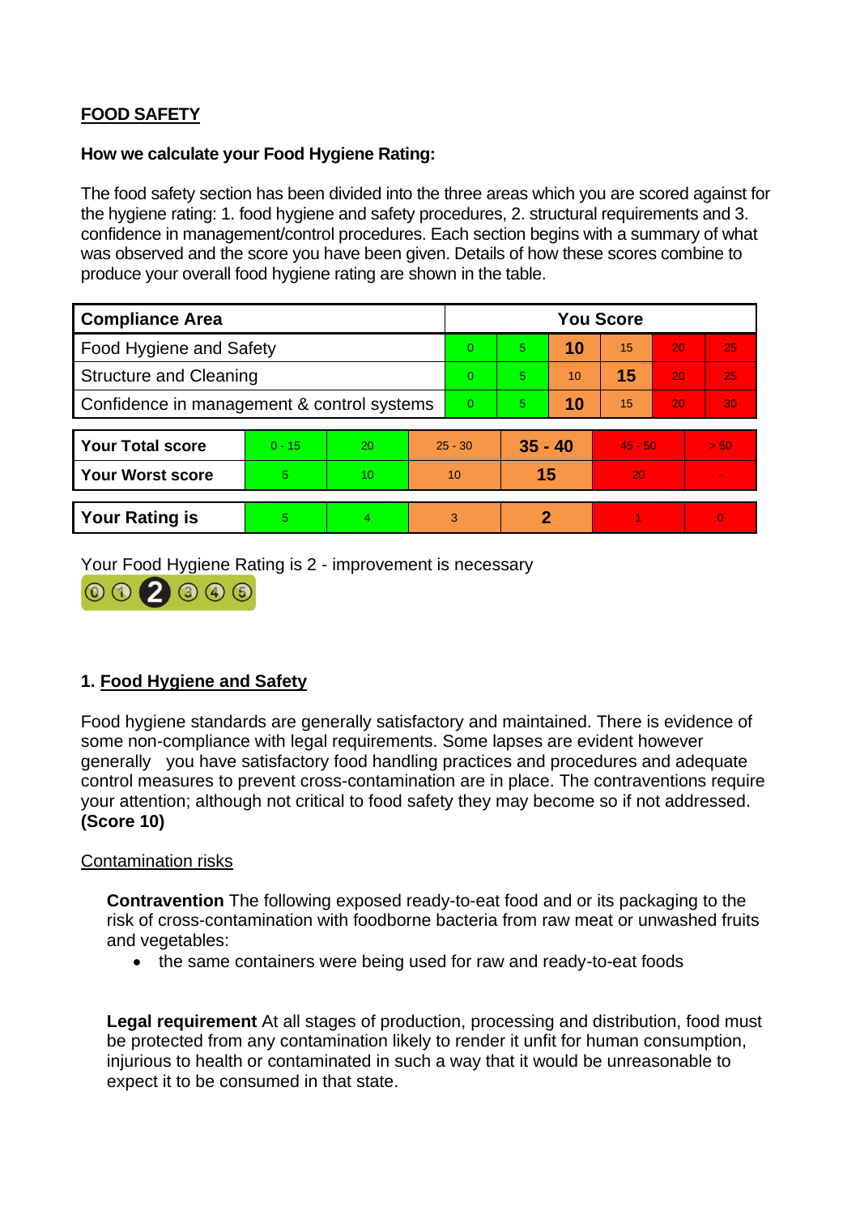## FOOD SAFETY

**How we calculate your Food Hygiene Rating:**

The food safety section has been divided into the three areas which you are scored against for the hygiene rating: 1. food hygiene and safety procedures, 2. structural requirements and 3. confidence in management/control procedures. Each section begins with a summary of what was observed and the score you have been given. Details of how these scores combine to produce your overall food hygiene rating are shown in the table.

| Compliance Area | You Score | | | | | |
|---|---|---|---|---|---|---|
| Food Hygiene and Safety | 0 | 5 | **10** | 15 | 20 | 25 |
| Structure and Cleaning | 0 | 5 | 10 | **15** | 20 | 25 |
| Confidence in management & control systems | 0 | 5 | **10** | 15 | 20 | 30 |

| | | | | | | |
|---|---|---|---|---|---|---|
| **Your Total score** | 0 - 15 | 20 | 25 - 30 | **35 - 40** | 45 - 50 | > 50 |
| **Your Worst score** | 5 | 10 | 10 | **15** | 20 | - |
| **Your Rating is** | 5 | 4 | 3 | **2** | 1 | 0 |

Your Food Hygiene Rating is 2 - improvement is necessary

### 1. Food Hygiene and Safety

Food hygiene standards are generally satisfactory and maintained. There is evidence of some non-compliance with legal requirements. Some lapses are evident however generally you have satisfactory food handling practices and procedures and adequate control measures to prevent cross-contamination are in place. The contraventions require your attention; although not critical to food safety they may become so if not addressed. **(Score 10)**

Contamination risks

**Contravention** The following exposed ready-to-eat food and or its packaging to the risk of cross-contamination with foodborne bacteria from raw meat or unwashed fruits and vegetables:

- the same containers were being used for raw and ready-to-eat foods

**Legal requirement** At all stages of production, processing and distribution, food must be protected from any contamination likely to render it unfit for human consumption, injurious to health or contaminated in such a way that it would be unreasonable to expect it to be consumed in that state.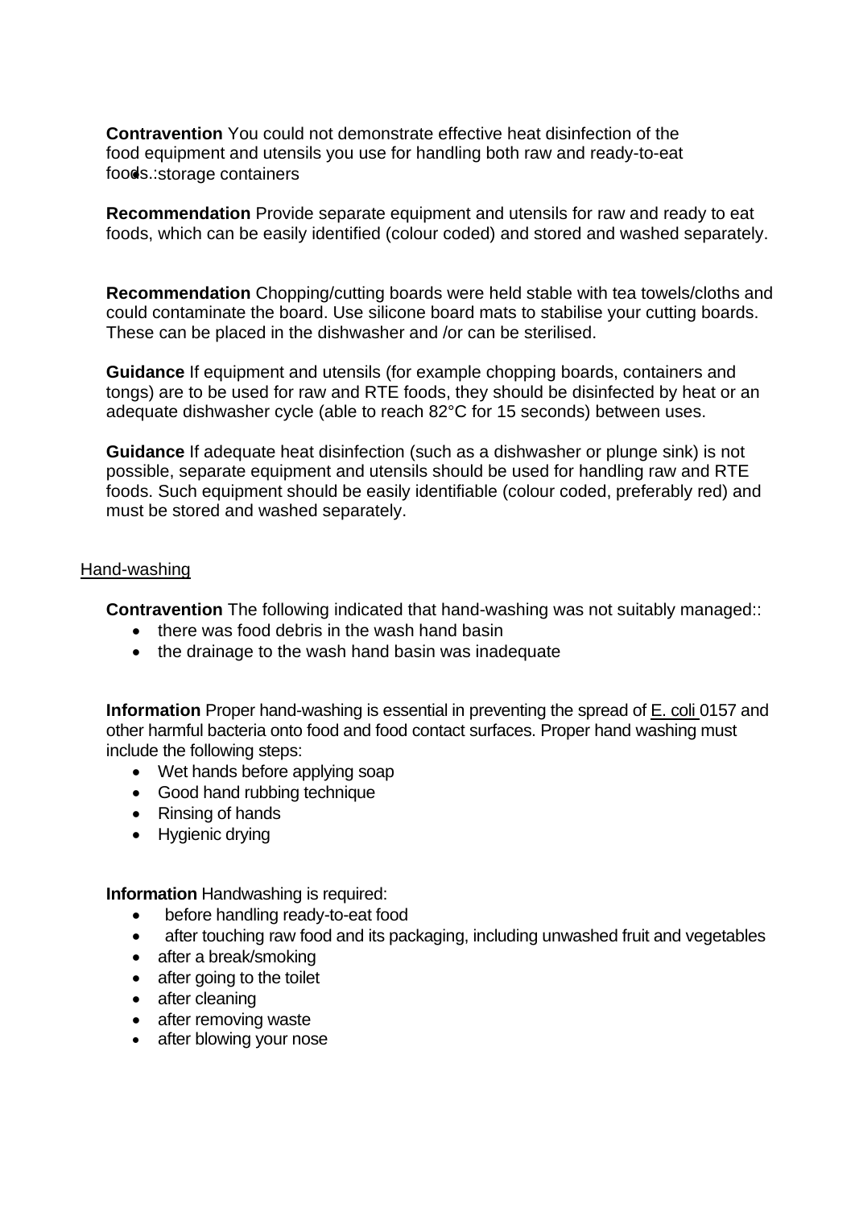**Contravention** You could not demonstrate effective heat disinfection of the food equipment and utensils you use for handling both raw and ready-to-eat foods.:

- storage containers

**Recommendation** Provide separate equipment and utensils for raw and ready to eat foods, which can be easily identified (colour coded) and stored and washed separately.

**Recommendation** Chopping/cutting boards were held stable with tea towels/cloths and could contaminate the board. Use silicone board mats to stabilise your cutting boards. These can be placed in the dishwasher and /or can be sterilised.

**Guidance** If equipment and utensils (for example chopping boards, containers and tongs) are to be used for raw and RTE foods, they should be disinfected by heat or an adequate dishwasher cycle (able to reach 82°C for 15 seconds) between uses.

**Guidance** If adequate heat disinfection (such as a dishwasher or plunge sink) is not possible, separate equipment and utensils should be used for handling raw and RTE foods. Such equipment should be easily identifiable (colour coded, preferably red) and must be stored and washed separately.

Hand-washing

**Contravention** The following indicated that hand-washing was not suitably managed::

- there was food debris in the wash hand basin
- the drainage to the wash hand basin was inadequate

**Information** Proper hand-washing is essential in preventing the spread of E. coli 0157 and other harmful bacteria onto food and food contact surfaces. Proper hand washing must include the following steps:

- Wet hands before applying soap
- Good hand rubbing technique
- Rinsing of hands
- Hygienic drying

**Information** Handwashing is required:

- before handling ready-to-eat food
- after touching raw food and its packaging, including unwashed fruit and vegetables
- after a break/smoking
- after going to the toilet
- after cleaning
- after removing waste
- after blowing your nose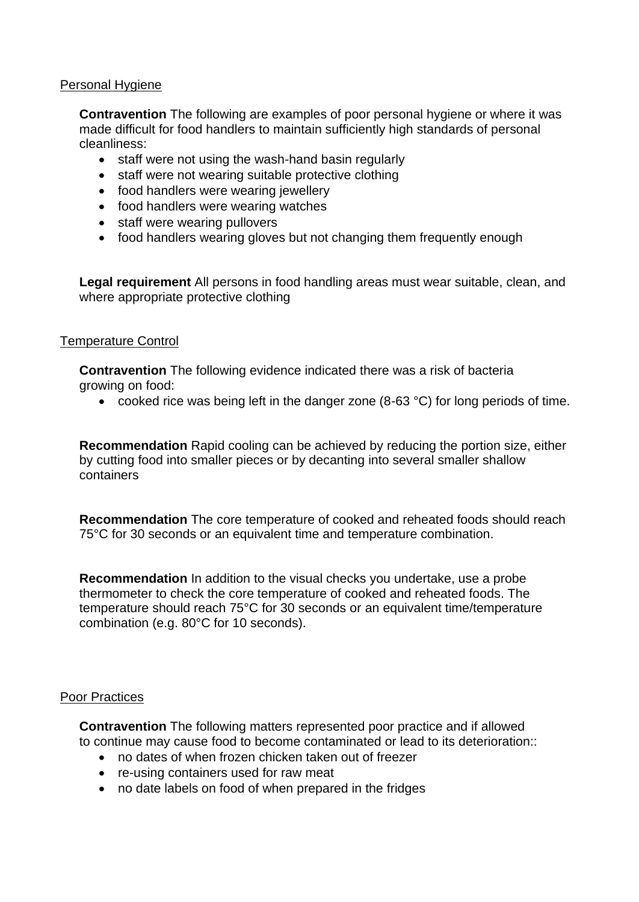## Personal Hygiene

**Contravention** The following are examples of poor personal hygiene or where it was made difficult for food handlers to maintain sufficiently high standards of personal cleanliness:

- staff were not using the wash-hand basin regularly
- staff were not wearing suitable protective clothing
- food handlers were wearing jewellery
- food handlers were wearing watches
- staff were wearing pullovers
- food handlers wearing gloves but not changing them frequently enough

**Legal requirement** All persons in food handling areas must wear suitable, clean, and where appropriate protective clothing

## Temperature Control

**Contravention** The following evidence indicated there was a risk of bacteria growing on food:

- cooked rice was being left in the danger zone (8-63 °C) for long periods of time.

**Recommendation** Rapid cooling can be achieved by reducing the portion size, either by cutting food into smaller pieces or by decanting into several smaller shallow containers

**Recommendation** The core temperature of cooked and reheated foods should reach 75°C for 30 seconds or an equivalent time and temperature combination.

**Recommendation** In addition to the visual checks you undertake, use a probe thermometer to check the core temperature of cooked and reheated foods. The temperature should reach 75°C for 30 seconds or an equivalent time/temperature combination (e.g. 80°C for 10 seconds).

## Poor Practices

**Contravention** The following matters represented poor practice and if allowed to continue may cause food to become contaminated or lead to its deterioration::

- no dates of when frozen chicken taken out of freezer
- re-using containers used for raw meat
- no date labels on food of when prepared in the fridges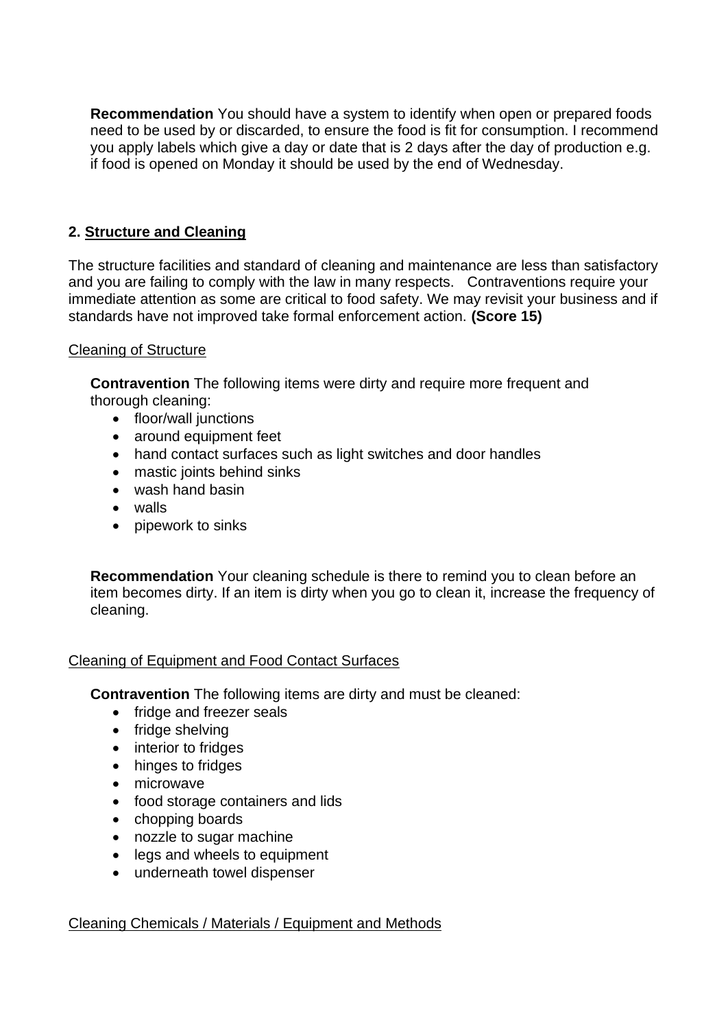**Recommendation** You should have a system to identify when open or prepared foods need to be used by or discarded, to ensure the food is fit for consumption. I recommend you apply labels which give a day or date that is 2 days after the day of production e.g. if food is opened on Monday it should be used by the end of Wednesday.

## 2. Structure and Cleaning

The structure facilities and standard of cleaning and maintenance are less than satisfactory and you are failing to comply with the law in many respects. Contraventions require your immediate attention as some are critical to food safety. We may revisit your business and if standards have not improved take formal enforcement action. **(Score 15)**

### Cleaning of Structure

**Contravention** The following items were dirty and require more frequent and thorough cleaning:

- floor/wall junctions
- around equipment feet
- hand contact surfaces such as light switches and door handles
- mastic joints behind sinks
- wash hand basin
- walls
- pipework to sinks

**Recommendation** Your cleaning schedule is there to remind you to clean before an item becomes dirty. If an item is dirty when you go to clean it, increase the frequency of cleaning.

### Cleaning of Equipment and Food Contact Surfaces

**Contravention** The following items are dirty and must be cleaned:

- fridge and freezer seals
- fridge shelving
- interior to fridges
- hinges to fridges
- microwave
- food storage containers and lids
- chopping boards
- nozzle to sugar machine
- legs and wheels to equipment
- underneath towel dispenser

### Cleaning Chemicals / Materials / Equipment and Methods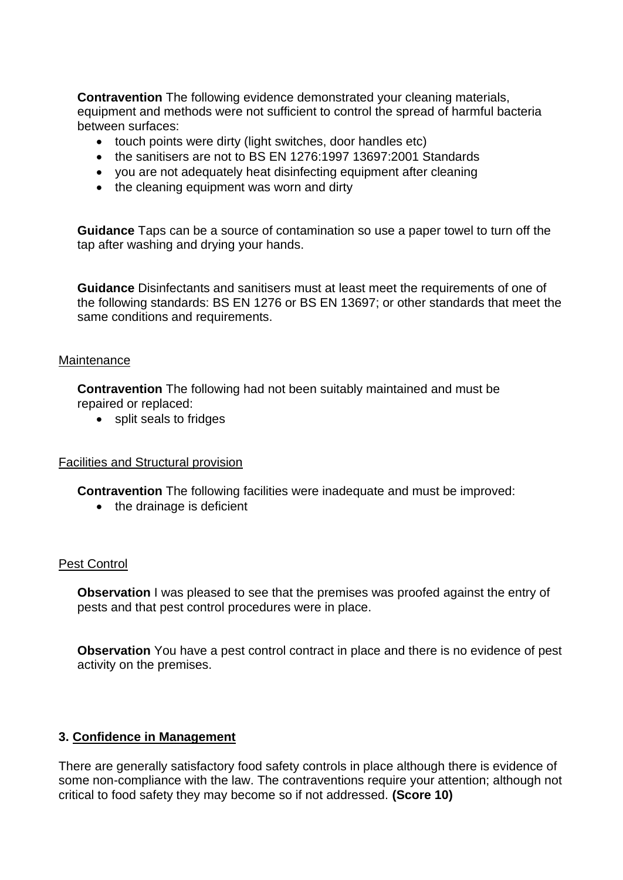**Contravention** The following evidence demonstrated your cleaning materials, equipment and methods were not sufficient to control the spread of harmful bacteria between surfaces:

- touch points were dirty (light switches, door handles etc)
- the sanitisers are not to BS EN 1276:1997 13697:2001 Standards
- you are not adequately heat disinfecting equipment after cleaning
- the cleaning equipment was worn and dirty

**Guidance** Taps can be a source of contamination so use a paper towel to turn off the tap after washing and drying your hands.

**Guidance** Disinfectants and sanitisers must at least meet the requirements of one of the following standards: BS EN 1276 or BS EN 13697; or other standards that meet the same conditions and requirements.

Maintenance

**Contravention** The following had not been suitably maintained and must be repaired or replaced:

- split seals to fridges

Facilities and Structural provision

**Contravention** The following facilities were inadequate and must be improved:

- the drainage is deficient

Pest Control

**Observation** I was pleased to see that the premises was proofed against the entry of pests and that pest control procedures were in place.

**Observation** You have a pest control contract in place and there is no evidence of pest activity on the premises.

## 3. Confidence in Management

There are generally satisfactory food safety controls in place although there is evidence of some non-compliance with the law. The contraventions require your attention; although not critical to food safety they may become so if not addressed. **(Score 10)**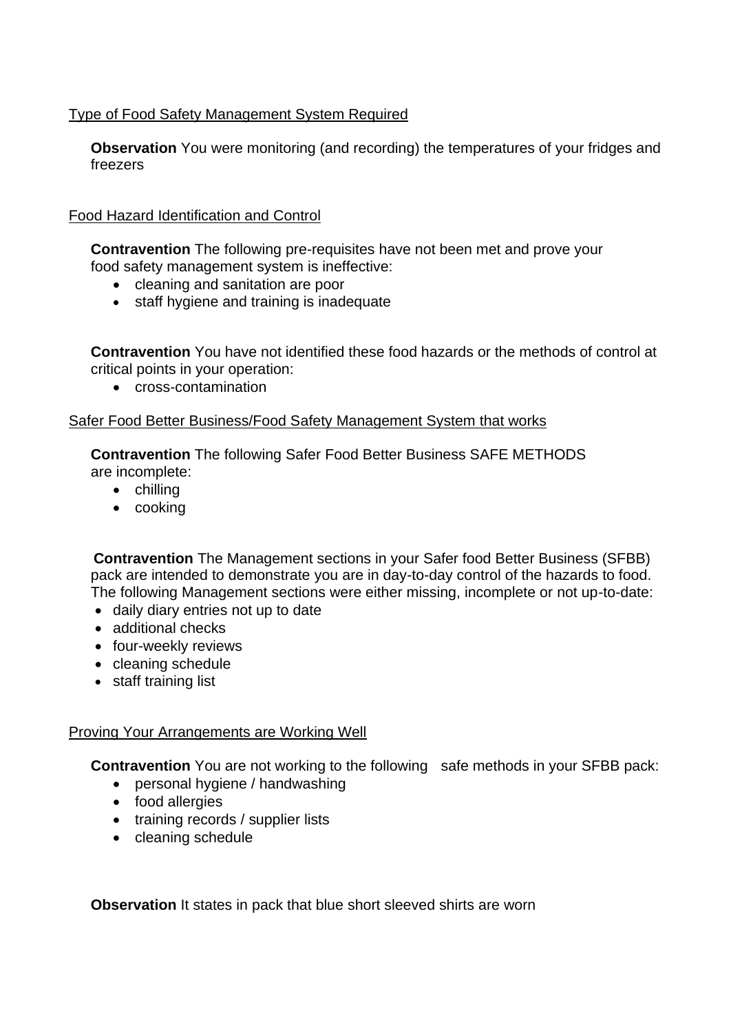Type of Food Safety Management System Required

**Observation** You were monitoring (and recording) the temperatures of your fridges and freezers

Food Hazard Identification and Control

**Contravention** The following pre-requisites have not been met and prove your food safety management system is ineffective:

- cleaning and sanitation are poor
- staff hygiene and training is inadequate

**Contravention** You have not identified these food hazards or the methods of control at critical points in your operation:

- cross-contamination

Safer Food Better Business/Food Safety Management System that works

**Contravention** The following Safer Food Better Business SAFE METHODS are incomplete:

- chilling
- cooking

**Contravention** The Management sections in your Safer food Better Business (SFBB) pack are intended to demonstrate you are in day-to-day control of the hazards to food. The following Management sections were either missing, incomplete or not up-to-date:

- daily diary entries not up to date
- additional checks
- four-weekly reviews
- cleaning schedule
- staff training list

Proving Your Arrangements are Working Well

**Contravention** You are not working to the following safe methods in your SFBB pack:

- personal hygiene / handwashing
- food allergies
- training records / supplier lists
- cleaning schedule

**Observation** It states in pack that blue short sleeved shirts are worn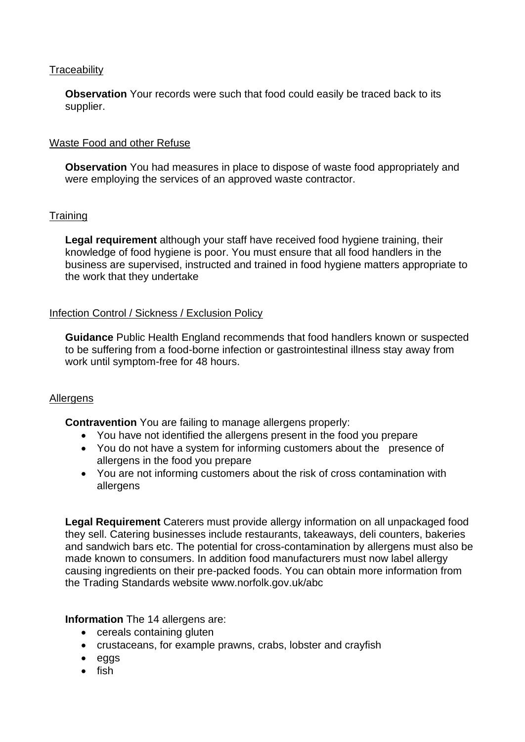Traceability

**Observation** Your records were such that food could easily be traced back to its supplier.

Waste Food and other Refuse

**Observation** You had measures in place to dispose of waste food appropriately and were employing the services of an approved waste contractor.

Training

**Legal requirement** although your staff have received food hygiene training, their knowledge of food hygiene is poor. You must ensure that all food handlers in the business are supervised, instructed and trained in food hygiene matters appropriate to the work that they undertake

Infection Control / Sickness / Exclusion Policy

**Guidance** Public Health England recommends that food handlers known or suspected to be suffering from a food-borne infection or gastrointestinal illness stay away from work until symptom-free for 48 hours.

Allergens

**Contravention** You are failing to manage allergens properly:

- You have not identified the allergens present in the food you prepare
- You do not have a system for informing customers about the presence of allergens in the food you prepare
- You are not informing customers about the risk of cross contamination with allergens

**Legal Requirement** Caterers must provide allergy information on all unpackaged food they sell. Catering businesses include restaurants, takeaways, deli counters, bakeries and sandwich bars etc. The potential for cross-contamination by allergens must also be made known to consumers. In addition food manufacturers must now label allergy causing ingredients on their pre-packed foods. You can obtain more information from the Trading Standards website www.norfolk.gov.uk/abc

**Information** The 14 allergens are:

- cereals containing gluten
- crustaceans, for example prawns, crabs, lobster and crayfish
- eggs
- fish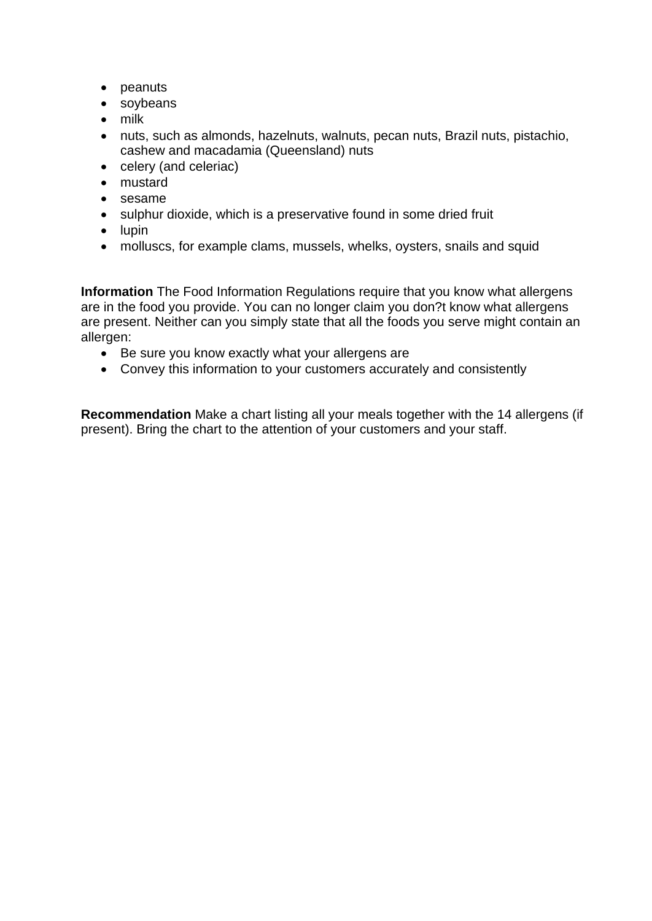- peanuts
- soybeans
- milk
- nuts, such as almonds, hazelnuts, walnuts, pecan nuts, Brazil nuts, pistachio, cashew and macadamia (Queensland) nuts
- celery (and celeriac)
- mustard
- sesame
- sulphur dioxide, which is a preservative found in some dried fruit
- lupin
- molluscs, for example clams, mussels, whelks, oysters, snails and squid

**Information** The Food Information Regulations require that you know what allergens are in the food you provide. You can no longer claim you don?t know what allergens are present. Neither can you simply state that all the foods you serve might contain an allergen:

- Be sure you know exactly what your allergens are
- Convey this information to your customers accurately and consistently

**Recommendation** Make a chart listing all your meals together with the 14 allergens (if present). Bring the chart to the attention of your customers and your staff.